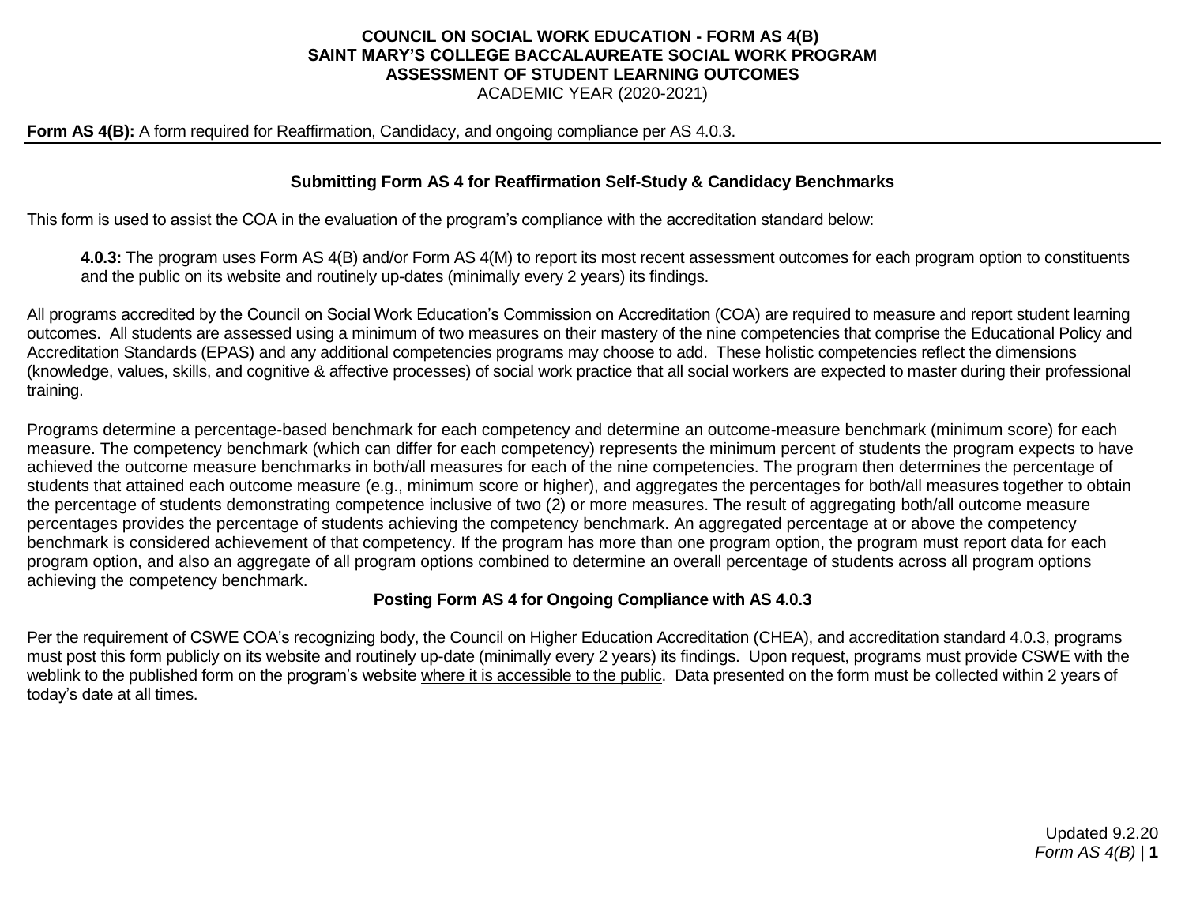# COUNCIL ON SOCIAL WORK EDUCATION - FORM AS 4(B)
# SAINT MARY'S COLLEGE BACCALAUREATE SOCIAL WORK PROGRAM
# ASSESSMENT OF STUDENT LEARNING OUTCOMES

ACADEMIC YEAR (2020-2021)

**Form AS 4(B):** A form required for Reaffirmation, Candidacy, and ongoing compliance per AS 4.0.3.

---

## Submitting Form AS 4 for Reaffirmation Self-Study & Candidacy Benchmarks

This form is used to assist the COA in the evaluation of the program's compliance with the accreditation standard below:

> **4.0.3:** The program uses Form AS 4(B) and/or Form AS 4(M) to report its most recent assessment outcomes for each program option to constituents and the public on its website and routinely up-dates (minimally every 2 years) its findings.

All programs accredited by the Council on Social Work Education's Commission on Accreditation (COA) are required to measure and report student learning outcomes. All students are assessed using a minimum of two measures on their mastery of the nine competencies that comprise the Educational Policy and Accreditation Standards (EPAS) and any additional competencies programs may choose to add. These holistic competencies reflect the dimensions (knowledge, values, skills, and cognitive & affective processes) of social work practice that all social workers are expected to master during their professional training.

Programs determine a percentage-based benchmark for each competency and determine an outcome-measure benchmark (minimum score) for each measure. The competency benchmark (which can differ for each competency) represents the minimum percent of students the program expects to have achieved the outcome measure benchmarks in both/all measures for each of the nine competencies. The program then determines the percentage of students that attained each outcome measure (e.g., minimum score or higher), and aggregates the percentages for both/all measures together to obtain the percentage of students demonstrating competence inclusive of two (2) or more measures. The result of aggregating both/all outcome measure percentages provides the percentage of students achieving the competency benchmark. An aggregated percentage at or above the competency benchmark is considered achievement of that competency. If the program has more than one program option, the program must report data for each program option, and also an aggregate of all program options combined to determine an overall percentage of students across all program options achieving the competency benchmark.

## Posting Form AS 4 for Ongoing Compliance with AS 4.0.3

Per the requirement of CSWE COA's recognizing body, the Council on Higher Education Accreditation (CHEA), and accreditation standard 4.0.3, programs must post this form publicly on its website and routinely up-date (minimally every 2 years) its findings. Upon request, programs must provide CSWE with the weblink to the published form on the program's website where it is accessible to the public. Data presented on the form must be collected within 2 years of today's date at all times.

Updated 9.2.20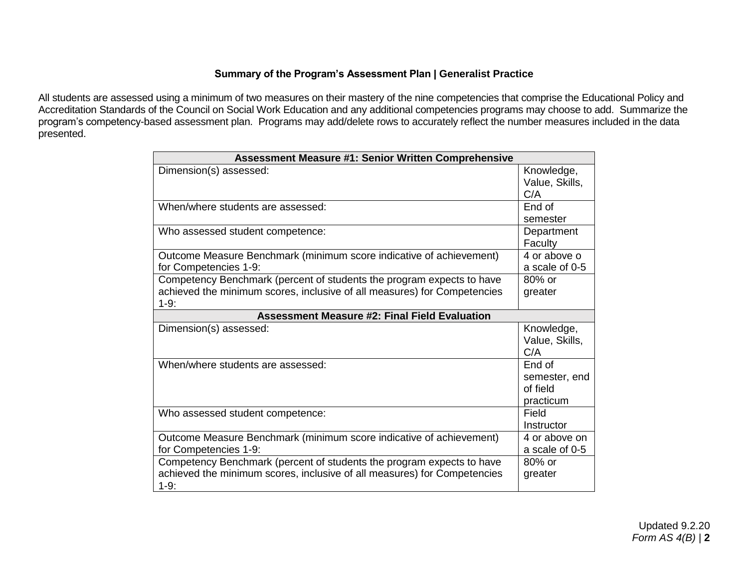**Summary of the Program's Assessment Plan | Generalist Practice**

All students are assessed using a minimum of two measures on their mastery of the nine competencies that comprise the Educational Policy and Accreditation Standards of the Council on Social Work Education and any additional competencies programs may choose to add. Summarize the program's competency-based assessment plan. Programs may add/delete rows to accurately reflect the number measures included in the data presented.

| **Assessment Measure #1: Senior Written Comprehensive** | |
|---|---|
| Dimension(s) assessed: | Knowledge, Value, Skills, C/A |
| When/where students are assessed: | End of semester |
| Who assessed student competence: | Department Faculty |
| Outcome Measure Benchmark (minimum score indicative of achievement) for Competencies 1-9: | 4 or above o a scale of 0-5 |
| Competency Benchmark (percent of students the program expects to have achieved the minimum scores, inclusive of all measures) for Competencies 1-9: | 80% or greater |
| **Assessment Measure #2: Final Field Evaluation** | |
| Dimension(s) assessed: | Knowledge, Value, Skills, C/A |
| When/where students are assessed: | End of semester, end of field practicum |
| Who assessed student competence: | Field Instructor |
| Outcome Measure Benchmark (minimum score indicative of achievement) for Competencies 1-9: | 4 or above on a scale of 0-5 |
| Competency Benchmark (percent of students the program expects to have achieved the minimum scores, inclusive of all measures) for Competencies 1-9: | 80% or greater |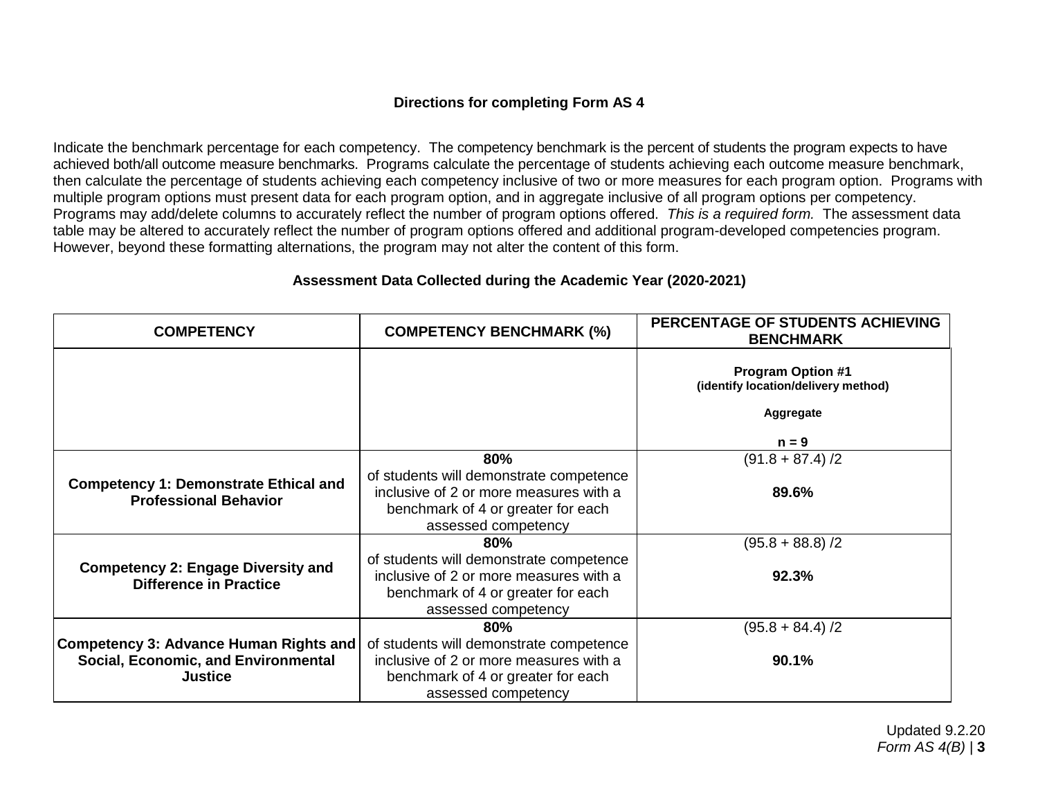**Directions for completing Form AS 4**

Indicate the benchmark percentage for each competency. The competency benchmark is the percent of students the program expects to have achieved both/all outcome measure benchmarks. Programs calculate the percentage of students achieving each outcome measure benchmark, then calculate the percentage of students achieving each competency inclusive of two or more measures for each program option. Programs with multiple program options must present data for each program option, and in aggregate inclusive of all program options per competency. Programs may add/delete columns to accurately reflect the number of program options offered. *This is a required form.* The assessment data table may be altered to accurately reflect the number of program options offered and additional program-developed competencies program. However, beyond these formatting alternations, the program may not alter the content of this form.

**Assessment Data Collected during the Academic Year (2020-2021)**

| COMPETENCY | COMPETENCY BENCHMARK (%) | PERCENTAGE OF STUDENTS ACHIEVING BENCHMARK |
|---|---|---|
| | | **Program Option #1** **(identify location/delivery method)** **Aggregate** **n = 9** |
| **Competency 1: Demonstrate Ethical and Professional Behavior** | **80%** of students will demonstrate competence inclusive of 2 or more measures with a benchmark of 4 or greater for each assessed competency | (91.8 + 87.4) /2 **89.6%** |
| **Competency 2: Engage Diversity and Difference in Practice** | **80%** of students will demonstrate competence inclusive of 2 or more measures with a benchmark of 4 or greater for each assessed competency | (95.8 + 88.8) /2 **92.3%** |
| **Competency 3: Advance Human Rights and Social, Economic, and Environmental Justice** | **80%** of students will demonstrate competence inclusive of 2 or more measures with a benchmark of 4 or greater for each assessed competency | (95.8 + 84.4) /2 **90.1%** |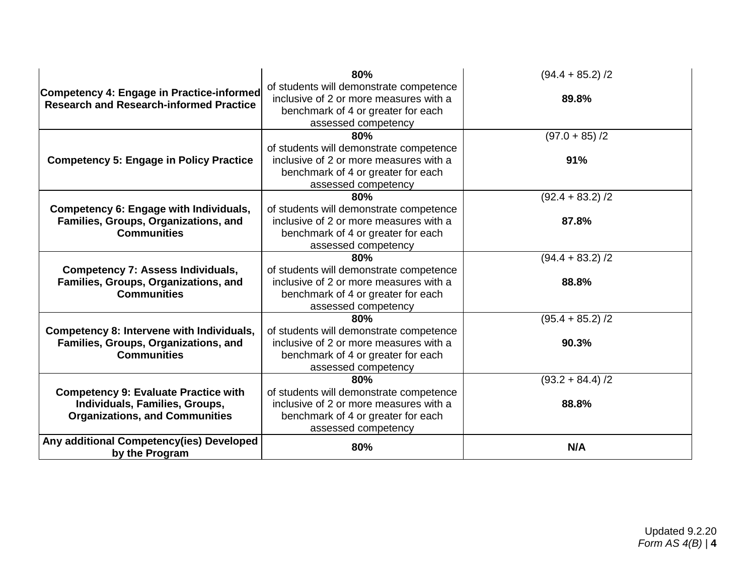| | | |
|---|---|---|
| **Competency 4: Engage in Practice-informed Research and Research-informed Practice** | **80%** of students will demonstrate competence inclusive of 2 or more measures with a benchmark of 4 or greater for each assessed competency | (94.4 + 85.2) /2 **89.8%** |
| **Competency 5: Engage in Policy Practice** | **80%** of students will demonstrate competence inclusive of 2 or more measures with a benchmark of 4 or greater for each assessed competency | (97.0 + 85) /2 **91%** |
| **Competency 6: Engage with Individuals, Families, Groups, Organizations, and Communities** | **80%** of students will demonstrate competence inclusive of 2 or more measures with a benchmark of 4 or greater for each assessed competency | (92.4 + 83.2) /2 **87.8%** |
| **Competency 7: Assess Individuals, Families, Groups, Organizations, and Communities** | **80%** of students will demonstrate competence inclusive of 2 or more measures with a benchmark of 4 or greater for each assessed competency | (94.4 + 83.2) /2 **88.8%** |
| **Competency 8: Intervene with Individuals, Families, Groups, Organizations, and Communities** | **80%** of students will demonstrate competence inclusive of 2 or more measures with a benchmark of 4 or greater for each assessed competency | (95.4 + 85.2) /2 **90.3%** |
| **Competency 9: Evaluate Practice with Individuals, Families, Groups, Organizations, and Communities** | **80%** of students will demonstrate competence inclusive of 2 or more measures with a benchmark of 4 or greater for each assessed competency | (93.2 + 84.4) /2 **88.8%** |
| **Any additional Competency(ies) Developed by the Program** | **80%** | **N/A** |

Updated 9.2.20
*Form AS 4(B)*